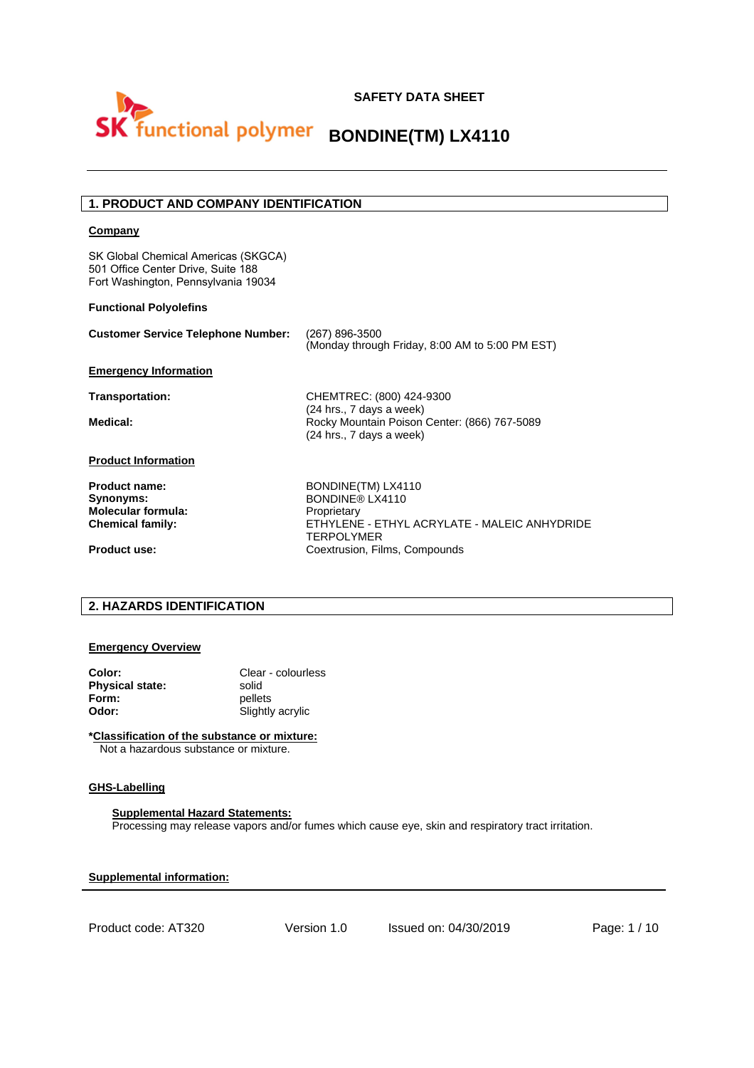SK functional polymer

# SAFETY DATA SHEET

# BONDINE(TM) LX4110

## 1. PRODUCT AND COMPANY IDENTIFICATION

**Company**

SK Global Chemical Americas (SKGCA)
501 Office Center Drive, Suite 188
Fort Washington, Pennsylvania 19034

**Functional Polyolefins**

| | |
|---|---|
| **Customer Service Telephone Number:** | (267) 896-3500<br>(Monday through Friday, 8:00 AM to 5:00 PM EST) |

**Emergency Information**

| | |
|---|---|
| **Transportation:** | CHEMTREC: (800) 424-9300<br>(24 hrs., 7 days a week) |
| **Medical:** | Rocky Mountain Poison Center: (866) 767-5089<br>(24 hrs., 7 days a week) |

**Product Information**

| | |
|---|---|
| **Product name:** | BONDINE(TM) LX4110 |
| **Synonyms:** | BONDINE® LX4110 |
| **Molecular formula:** | Proprietary |
| **Chemical family:** | ETHYLENE - ETHYL ACRYLATE - MALEIC ANHYDRIDE TERPOLYMER |
| **Product use:** | Coextrusion, Films, Compounds |

## 2. HAZARDS IDENTIFICATION

**Emergency Overview**

| | |
|---|---|
| **Color:** | Clear - colourless |
| **Physical state:** | solid |
| **Form:** | pellets |
| **Odor:** | Slightly acrylic |

**\*Classification of the substance or mixture:**
Not a hazardous substance or mixture.

**GHS-Labelling**

**Supplemental Hazard Statements:**
Processing may release vapors and/or fumes which cause eye, skin and respiratory tract irritation.

**Supplemental information:**

Product code: AT320 Version 1.0 Issued on: 04/30/2019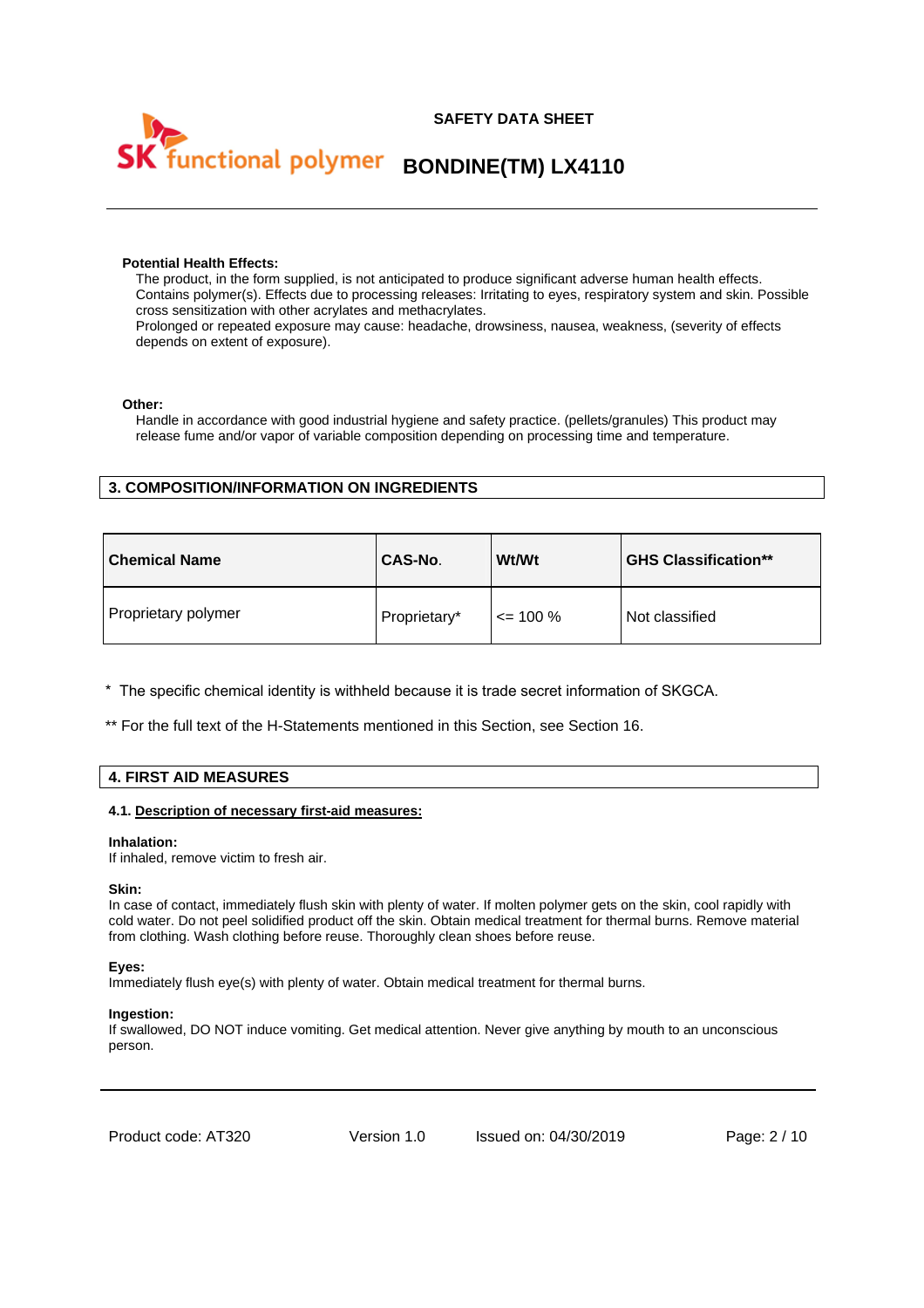**Potential Health Effects:**

The product, in the form supplied, is not anticipated to produce significant adverse human health effects. Contains polymer(s). Effects due to processing releases: Irritating to eyes, respiratory system and skin. Possible cross sensitization with other acrylates and methacrylates.
Prolonged or repeated exposure may cause: headache, drowsiness, nausea, weakness, (severity of effects depends on extent of exposure).

**Other:**

Handle in accordance with good industrial hygiene and safety practice. (pellets/granules) This product may release fume and/or vapor of variable composition depending on processing time and temperature.

## 3. COMPOSITION/INFORMATION ON INGREDIENTS

| Chemical Name | CAS-No. | Wt/Wt | GHS Classification** |
|---|---|---|---|
| Proprietary polymer | Proprietary* | <= 100 % | Not classified |

* The specific chemical identity is withheld because it is trade secret information of SKGCA.

** For the full text of the H-Statements mentioned in this Section, see Section 16.

## 4. FIRST AID MEASURES

### 4.1. Description of necessary first-aid measures:

**Inhalation:**
If inhaled, remove victim to fresh air.

**Skin:**
In case of contact, immediately flush skin with plenty of water. If molten polymer gets on the skin, cool rapidly with cold water. Do not peel solidified product off the skin. Obtain medical treatment for thermal burns. Remove material from clothing. Wash clothing before reuse. Thoroughly clean shoes before reuse.

**Eyes:**
Immediately flush eye(s) with plenty of water. Obtain medical treatment for thermal burns.

**Ingestion:**
If swallowed, DO NOT induce vomiting. Get medical attention. Never give anything by mouth to an unconscious person.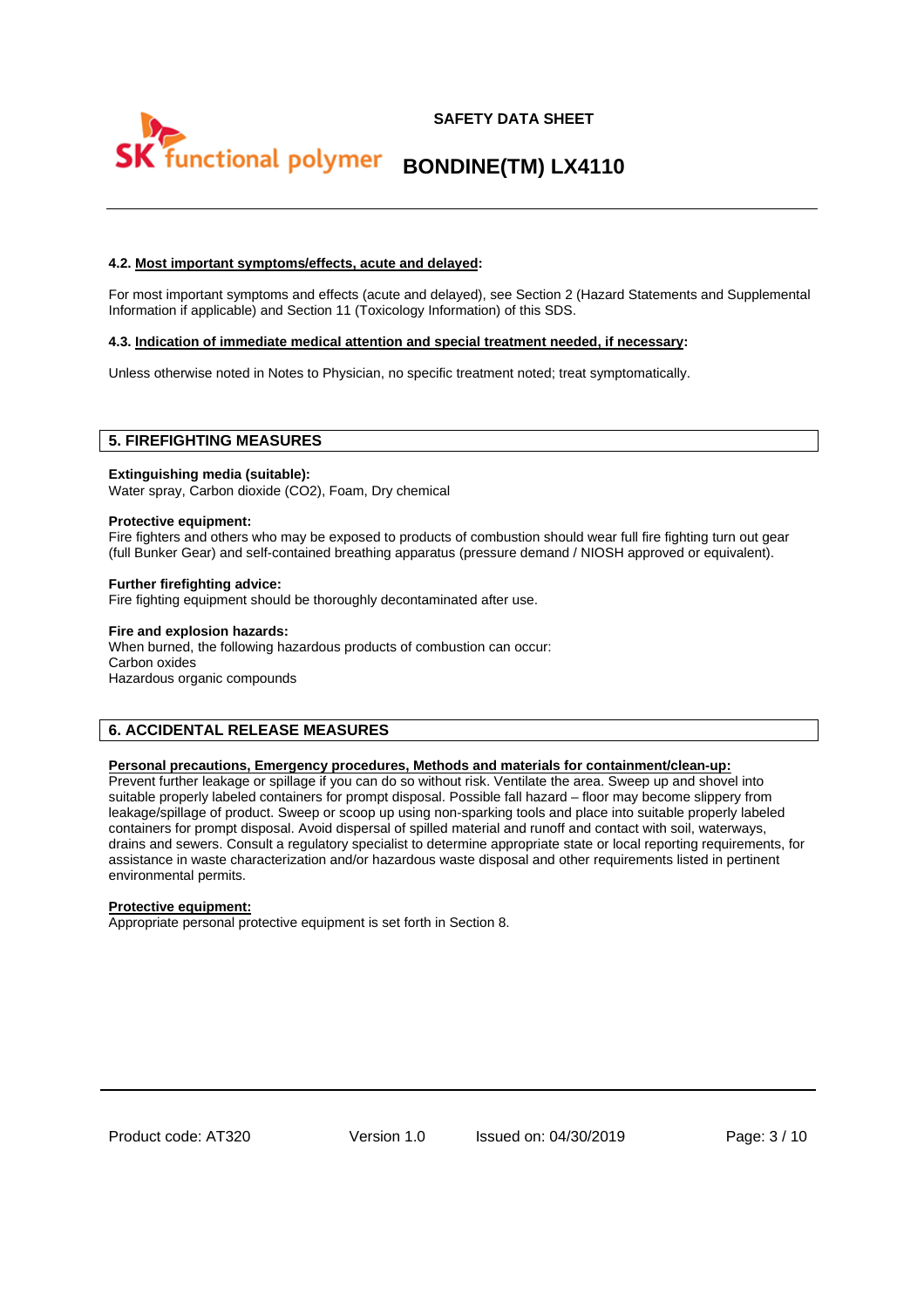#### 4.2. Most important symptoms/effects, acute and delayed:

For most important symptoms and effects (acute and delayed), see Section 2 (Hazard Statements and Supplemental Information if applicable) and Section 11 (Toxicology Information) of this SDS.

#### 4.3. Indication of immediate medical attention and special treatment needed, if necessary:

Unless otherwise noted in Notes to Physician, no specific treatment noted; treat symptomatically.

## 5. FIREFIGHTING MEASURES

**Extinguishing media (suitable):**
Water spray, Carbon dioxide ($CO_2$), Foam, Dry chemical

**Protective equipment:**
Fire fighters and others who may be exposed to products of combustion should wear full fire fighting turn out gear (full Bunker Gear) and self-contained breathing apparatus (pressure demand / NIOSH approved or equivalent).

**Further firefighting advice:**
Fire fighting equipment should be thoroughly decontaminated after use.

**Fire and explosion hazards:**
When burned, the following hazardous products of combustion can occur:
Carbon oxides
Hazardous organic compounds

## 6. ACCIDENTAL RELEASE MEASURES

**Personal precautions, Emergency procedures, Methods and materials for containment/clean-up:**
Prevent further leakage or spillage if you can do so without risk. Ventilate the area. Sweep up and shovel into suitable properly labeled containers for prompt disposal. Possible fall hazard – floor may become slippery from leakage/spillage of product. Sweep or scoop up using non-sparking tools and place into suitable properly labeled containers for prompt disposal. Avoid dispersal of spilled material and runoff and contact with soil, waterways, drains and sewers. Consult a regulatory specialist to determine appropriate state or local reporting requirements, for assistance in waste characterization and/or hazardous waste disposal and other requirements listed in pertinent environmental permits.

**Protective equipment:**
Appropriate personal protective equipment is set forth in Section 8.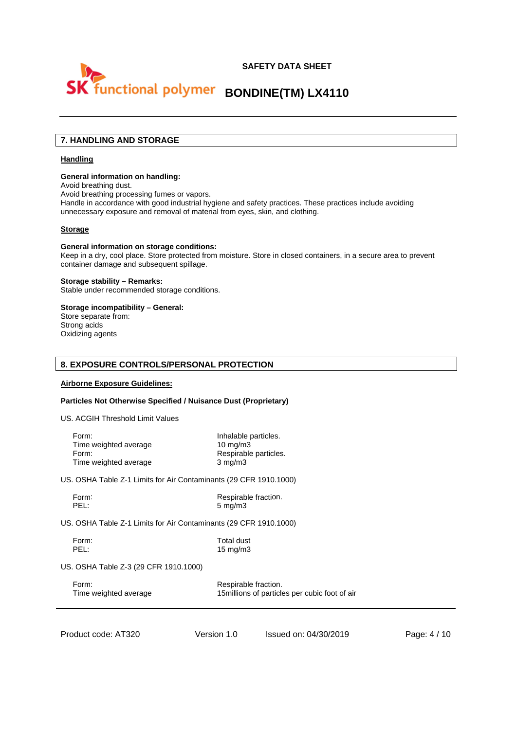## 7. HANDLING AND STORAGE

### Handling

**General information on handling:**
Avoid breathing dust.
Avoid breathing processing fumes or vapors.
Handle in accordance with good industrial hygiene and safety practices. These practices include avoiding unnecessary exposure and removal of material from eyes, skin, and clothing.

### Storage

**General information on storage conditions:**
Keep in a dry, cool place. Store protected from moisture. Store in closed containers, in a secure area to prevent container damage and subsequent spillage.

**Storage stability – Remarks:**
Stable under recommended storage conditions.

**Storage incompatibility – General:**
Store separate from:
Strong acids
Oxidizing agents

## 8. EXPOSURE CONTROLS/PERSONAL PROTECTION

### Airborne Exposure Guidelines:

**Particles Not Otherwise Specified / Nuisance Dust (Proprietary)**

US. ACGIH Threshold Limit Values

| | |
|---|---|
| Form: | Inhalable particles. |
| Time weighted average | 10 mg/m3 |
| Form: | Respirable particles. |
| Time weighted average | 3 mg/m3 |

US. OSHA Table Z-1 Limits for Air Contaminants (29 CFR 1910.1000)

| | |
|---|---|
| Form: | Respirable fraction. |
| PEL: | 5 mg/m3 |

US. OSHA Table Z-1 Limits for Air Contaminants (29 CFR 1910.1000)

| | |
|---|---|
| Form: | Total dust |
| PEL: | 15 mg/m3 |

US. OSHA Table Z-3 (29 CFR 1910.1000)

| | |
|---|---|
| Form: | Respirable fraction. |
| Time weighted average | 15millions of particles per cubic foot of air |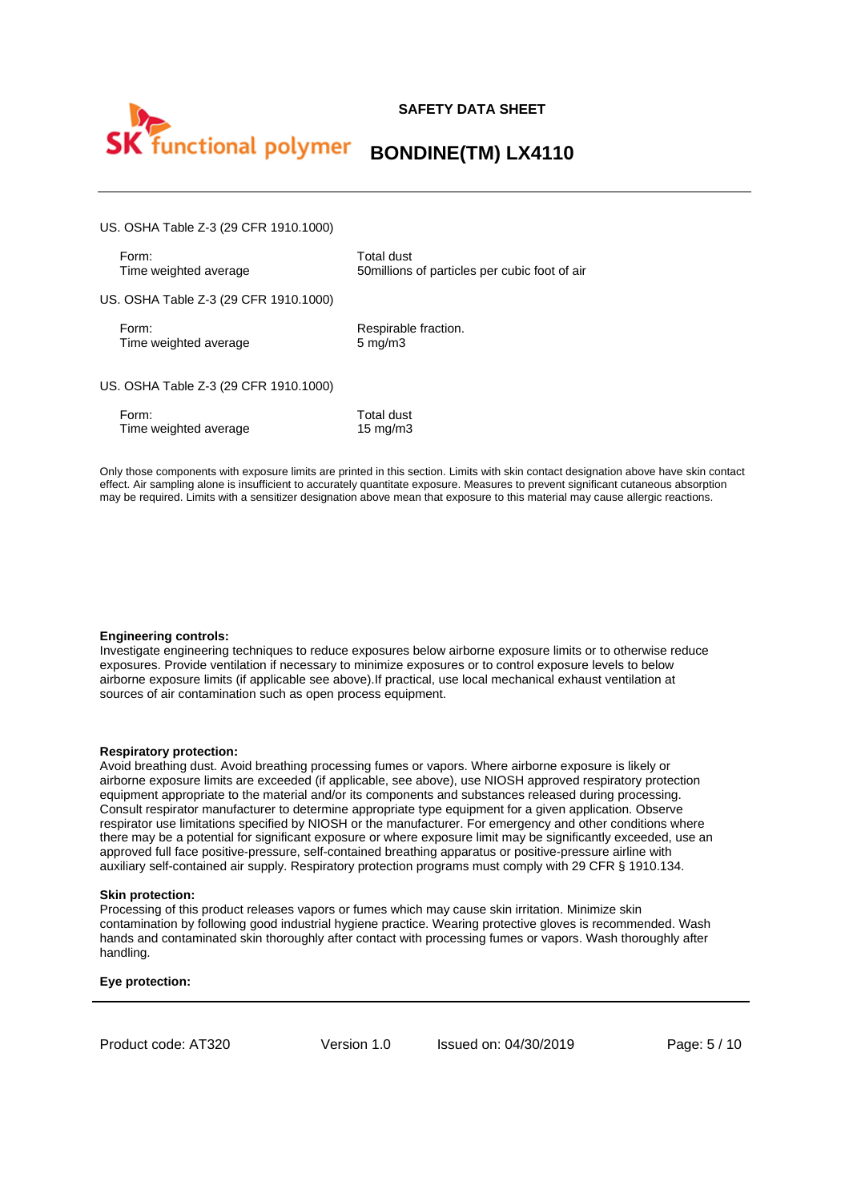US. OSHA Table Z-3 (29 CFR 1910.1000)

| | |
|---|---|
| Form: | Total dust |
| Time weighted average | 50millions of particles per cubic foot of air |

US. OSHA Table Z-3 (29 CFR 1910.1000)

| | |
|---|---|
| Form: | Respirable fraction. |
| Time weighted average | 5 mg/m3 |

US. OSHA Table Z-3 (29 CFR 1910.1000)

| | |
|---|---|
| Form: | Total dust |
| Time weighted average | 15 mg/m3 |

Only those components with exposure limits are printed in this section. Limits with skin contact designation above have skin contact effect. Air sampling alone is insufficient to accurately quantitate exposure. Measures to prevent significant cutaneous absorption may be required. Limits with a sensitizer designation above mean that exposure to this material may cause allergic reactions.

**Engineering controls:**
Investigate engineering techniques to reduce exposures below airborne exposure limits or to otherwise reduce exposures. Provide ventilation if necessary to minimize exposures or to control exposure levels to below airborne exposure limits (if applicable see above).If practical, use local mechanical exhaust ventilation at sources of air contamination such as open process equipment.

**Respiratory protection:**
Avoid breathing dust. Avoid breathing processing fumes or vapors. Where airborne exposure is likely or airborne exposure limits are exceeded (if applicable, see above), use NIOSH approved respiratory protection equipment appropriate to the material and/or its components and substances released during processing. Consult respirator manufacturer to determine appropriate type equipment for a given application. Observe respirator use limitations specified by NIOSH or the manufacturer. For emergency and other conditions where there may be a potential for significant exposure or where exposure limit may be significantly exceeded, use an approved full face positive-pressure, self-contained breathing apparatus or positive-pressure airline with auxiliary self-contained air supply. Respiratory protection programs must comply with 29 CFR § 1910.134.

**Skin protection:**
Processing of this product releases vapors or fumes which may cause skin irritation. Minimize skin contamination by following good industrial hygiene practice. Wearing protective gloves is recommended. Wash hands and contaminated skin thoroughly after contact with processing fumes or vapors. Wash thoroughly after handling.

**Eye protection:**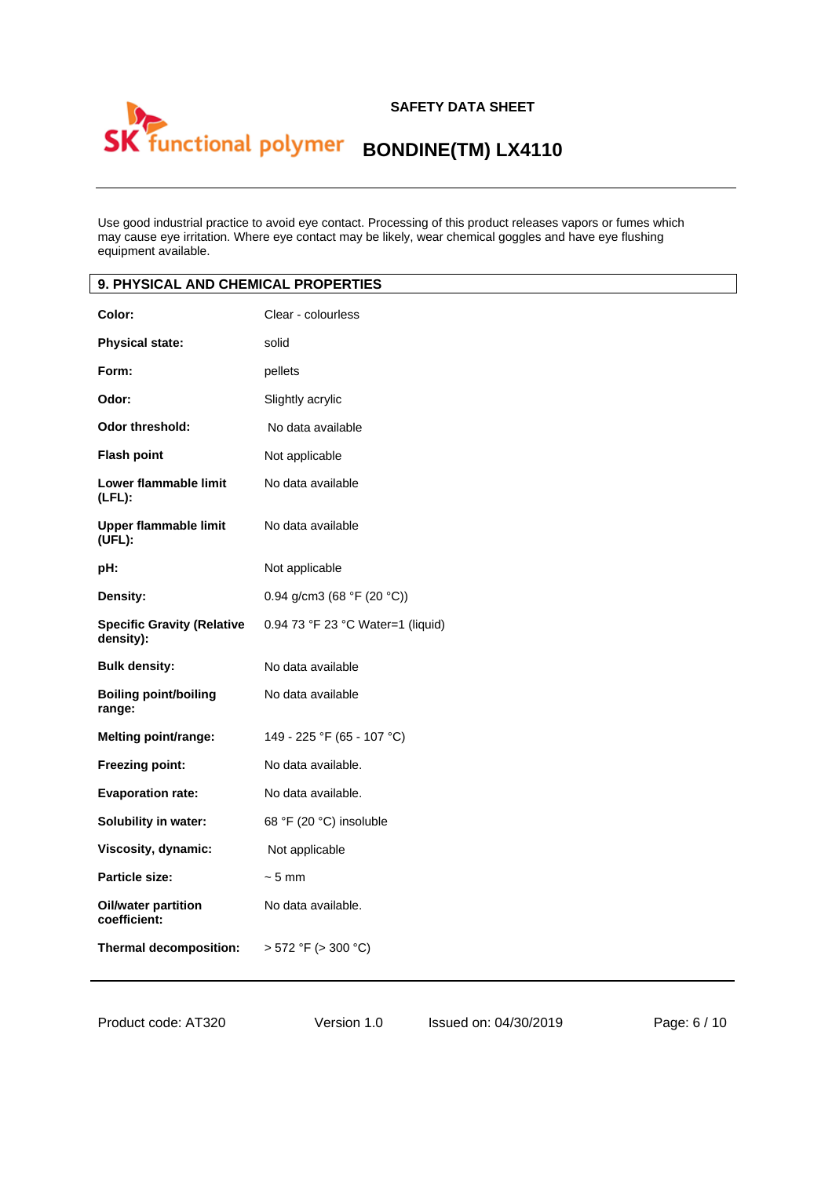Use good industrial practice to avoid eye contact. Processing of this product releases vapors or fumes which may cause eye irritation. Where eye contact may be likely, wear chemical goggles and have eye flushing equipment available.

## 9. PHYSICAL AND CHEMICAL PROPERTIES

| | |
|---|---|
| **Color:** | Clear - colourless |
| **Physical state:** | solid |
| **Form:** | pellets |
| **Odor:** | Slightly acrylic |
| **Odor threshold:** | No data available |
| **Flash point** | Not applicable |
| **Lower flammable limit (LFL):** | No data available |
| **Upper flammable limit (UFL):** | No data available |
| **pH:** | Not applicable |
| **Density:** | 0.94 g/cm3 (68 °F (20 °C)) |
| **Specific Gravity (Relative density):** | 0.94 73 °F 23 °C Water=1 (liquid) |
| **Bulk density:** | No data available |
| **Boiling point/boiling range:** | No data available |
| **Melting point/range:** | 149 - 225 °F (65 - 107 °C) |
| **Freezing point:** | No data available. |
| **Evaporation rate:** | No data available. |
| **Solubility in water:** | 68 °F (20 °C) insoluble |
| **Viscosity, dynamic:** | Not applicable |
| **Particle size:** | ~ 5 mm |
| **Oil/water partition coefficient:** | No data available. |
| **Thermal decomposition:** | > 572 °F (> 300 °C) |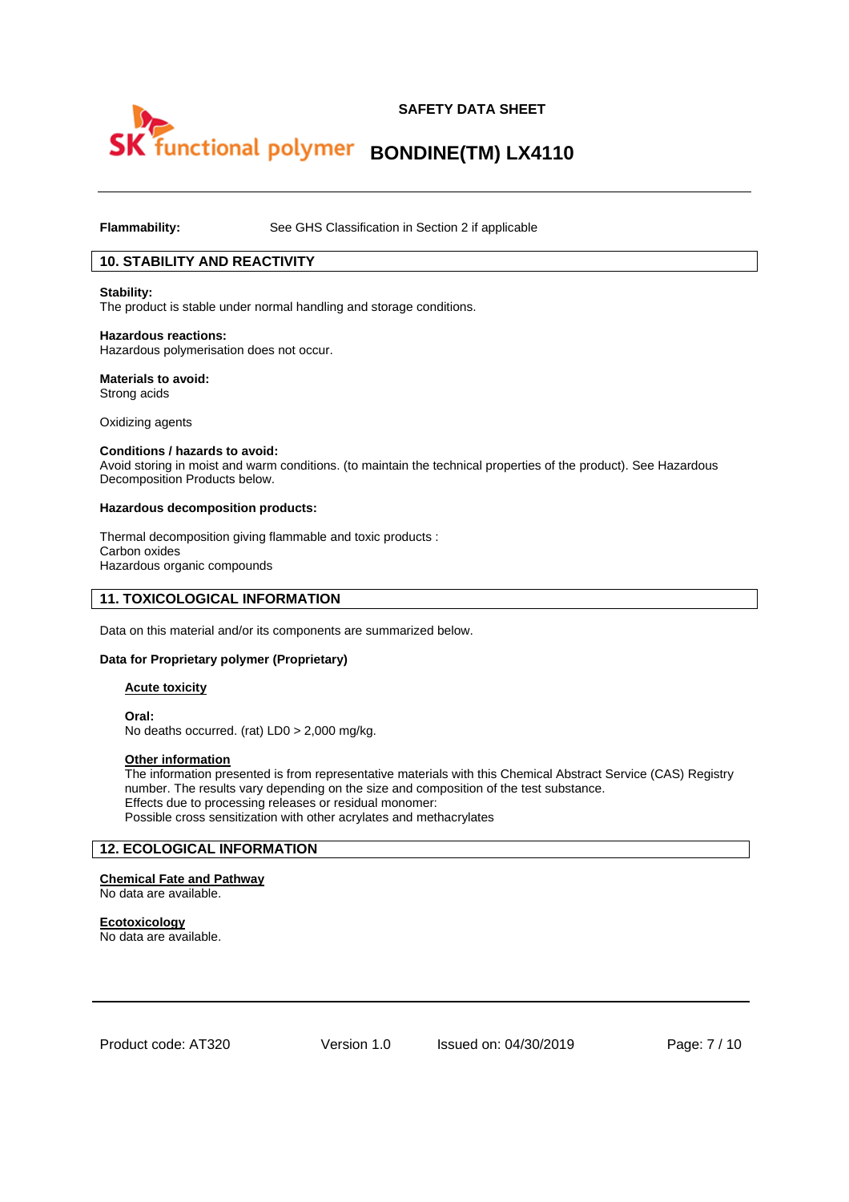**Flammability:** See GHS Classification in Section 2 if applicable

## 10. STABILITY AND REACTIVITY

**Stability:**
The product is stable under normal handling and storage conditions.

**Hazardous reactions:**
Hazardous polymerisation does not occur.

**Materials to avoid:**
Strong acids

Oxidizing agents

**Conditions / hazards to avoid:**
Avoid storing in moist and warm conditions. (to maintain the technical properties of the product). See Hazardous Decomposition Products below.

**Hazardous decomposition products:**

Thermal decomposition giving flammable and toxic products :
Carbon oxides
Hazardous organic compounds

## 11. TOXICOLOGICAL INFORMATION

Data on this material and/or its components are summarized below.

**Data for Proprietary polymer (Proprietary)**

**Acute toxicity**

**Oral:**
No deaths occurred. (rat) LD0 > 2,000 mg/kg.

**Other information**
The information presented is from representative materials with this Chemical Abstract Service (CAS) Registry number. The results vary depending on the size and composition of the test substance.
Effects due to processing releases or residual monomer:
Possible cross sensitization with other acrylates and methacrylates

## 12. ECOLOGICAL INFORMATION

**Chemical Fate and Pathway**
No data are available.

**Ecotoxicology**
No data are available.

Product code: AT320 Version 1.0 Issued on: 04/30/2019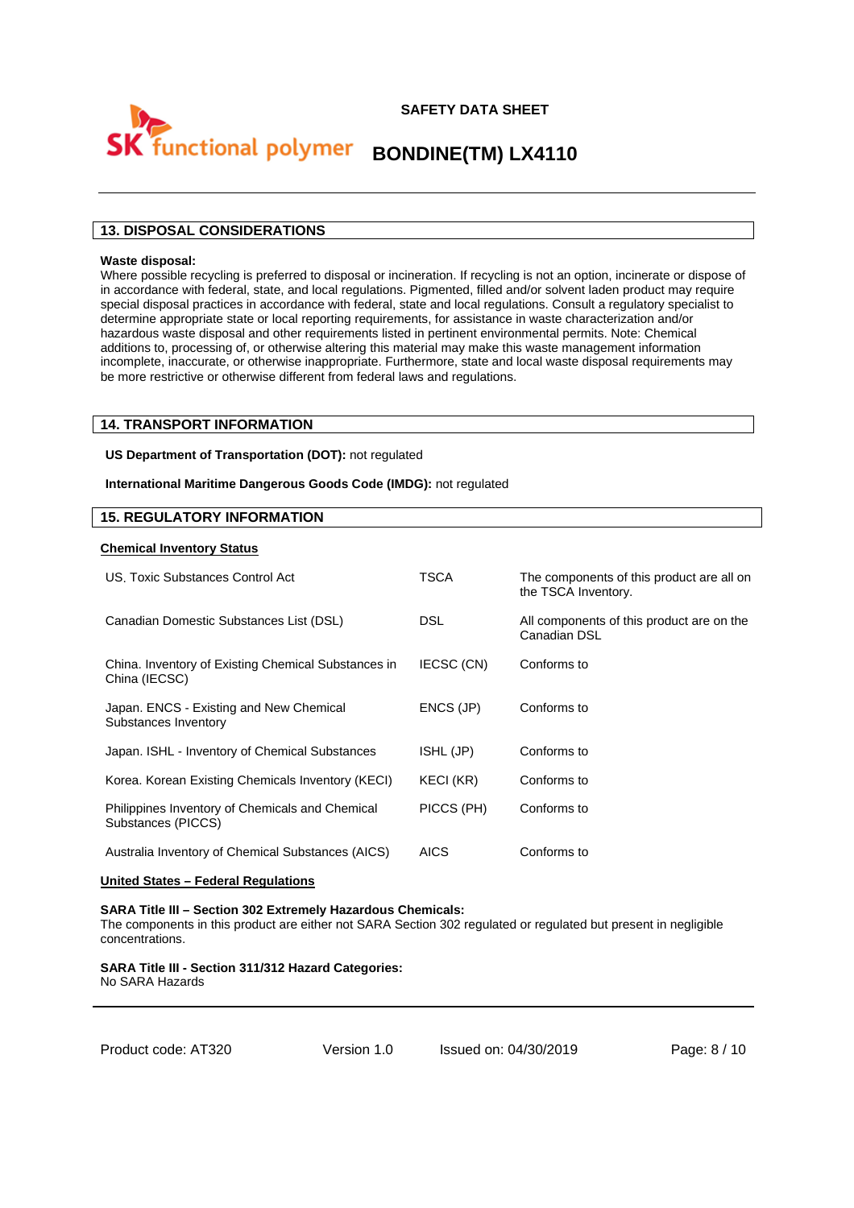## 13. DISPOSAL CONSIDERATIONS

**Waste disposal:**
Where possible recycling is preferred to disposal or incineration. If recycling is not an option, incinerate or dispose of in accordance with federal, state, and local regulations. Pigmented, filled and/or solvent laden product may require special disposal practices in accordance with federal, state and local regulations. Consult a regulatory specialist to determine appropriate state or local reporting requirements, for assistance in waste characterization and/or hazardous waste disposal and other requirements listed in pertinent environmental permits. Note: Chemical additions to, processing of, or otherwise altering this material may make this waste management information incomplete, inaccurate, or otherwise inappropriate. Furthermore, state and local waste disposal requirements may be more restrictive or otherwise different from federal laws and regulations.

## 14. TRANSPORT INFORMATION

**US Department of Transportation (DOT):** not regulated

**International Maritime Dangerous Goods Code (IMDG):** not regulated

## 15. REGULATORY INFORMATION

**Chemical Inventory Status**

| | | |
|---|---|---|
| US. Toxic Substances Control Act | TSCA | The components of this product are all on the TSCA Inventory. |
| Canadian Domestic Substances List (DSL) | DSL | All components of this product are on the Canadian DSL |
| China. Inventory of Existing Chemical Substances in China (IECSC) | IECSC (CN) | Conforms to |
| Japan. ENCS - Existing and New Chemical Substances Inventory | ENCS (JP) | Conforms to |
| Japan. ISHL - Inventory of Chemical Substances | ISHL (JP) | Conforms to |
| Korea. Korean Existing Chemicals Inventory (KECI) | KECI (KR) | Conforms to |
| Philippines Inventory of Chemicals and Chemical Substances (PICCS) | PICCS (PH) | Conforms to |
| Australia Inventory of Chemical Substances (AICS) | AICS | Conforms to |

**United States – Federal Regulations**

**SARA Title III – Section 302 Extremely Hazardous Chemicals:**
The components in this product are either not SARA Section 302 regulated or regulated but present in negligible concentrations.

**SARA Title III - Section 311/312 Hazard Categories:**
No SARA Hazards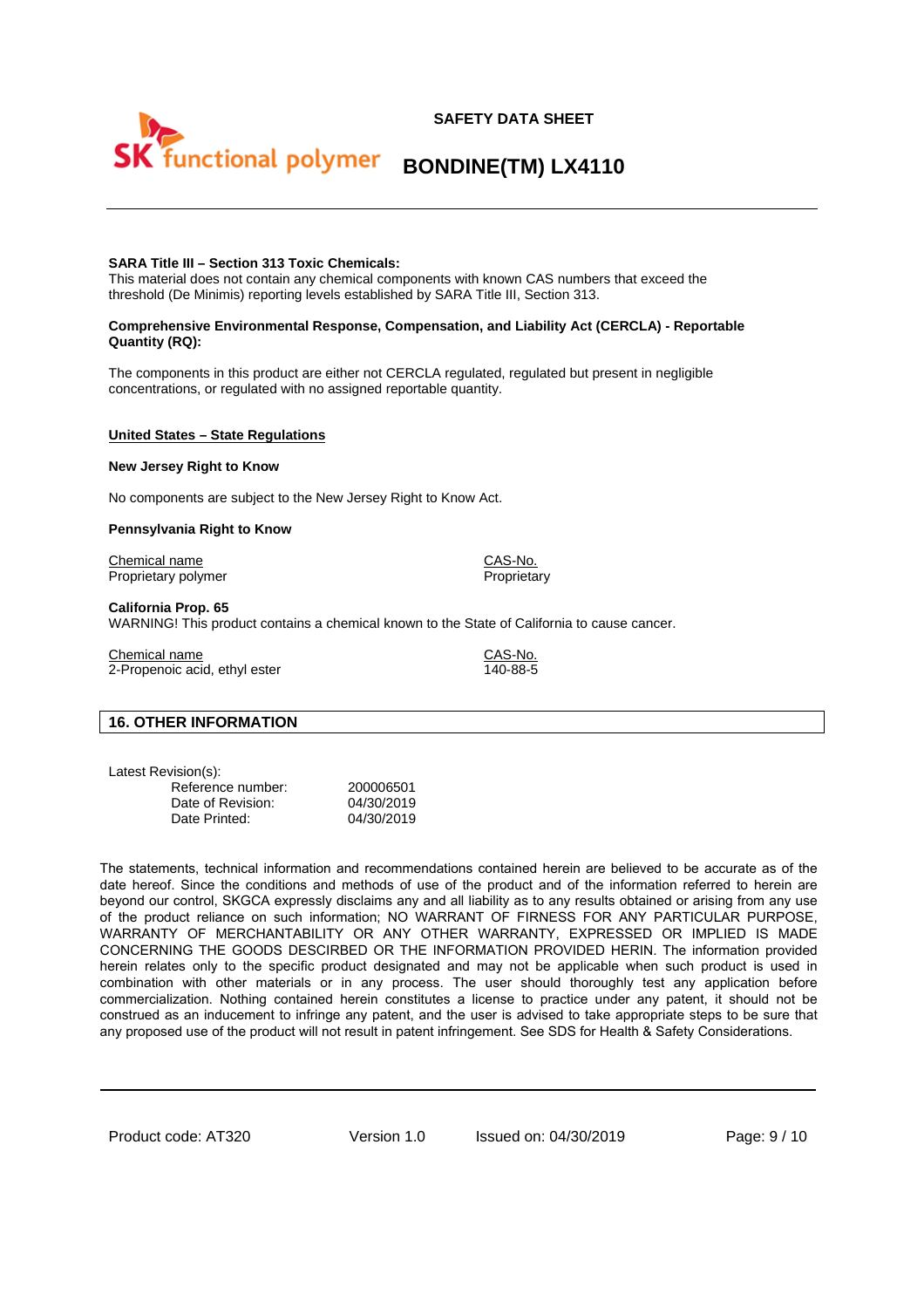**SARA Title III – Section 313 Toxic Chemicals:**
This material does not contain any chemical components with known CAS numbers that exceed the threshold (De Minimis) reporting levels established by SARA Title III, Section 313.

**Comprehensive Environmental Response, Compensation, and Liability Act (CERCLA) - Reportable Quantity (RQ):**

The components in this product are either not CERCLA regulated, regulated but present in negligible concentrations, or regulated with no assigned reportable quantity.

**United States – State Regulations**

**New Jersey Right to Know**

No components are subject to the New Jersey Right to Know Act.

**Pennsylvania Right to Know**

| Chemical name | CAS-No. |
|---|---|
| Proprietary polymer | Proprietary |

**California Prop. 65**
WARNING! This product contains a chemical known to the State of California to cause cancer.

| Chemical name | CAS-No. |
|---|---|
| 2-Propenoic acid, ethyl ester | 140-88-5 |

## 16. OTHER INFORMATION

Latest Revision(s):

| | |
|---|---|
| Reference number: | 200006501 |
| Date of Revision: | 04/30/2019 |
| Date Printed: | 04/30/2019 |

The statements, technical information and recommendations contained herein are believed to be accurate as of the date hereof. Since the conditions and methods of use of the product and of the information referred to herein are beyond our control, SKGCA expressly disclaims any and all liability as to any results obtained or arising from any use of the product reliance on such information; NO WARRANT OF FIRNESS FOR ANY PARTICULAR PURPOSE, WARRANTY OF MERCHANTABILITY OR ANY OTHER WARRANTY, EXPRESSED OR IMPLIED IS MADE CONCERNING THE GOODS DESCRIBED OR THE INFORMATION PROVIDED HERIN. The information provided herein relates only to the specific product designated and may not be applicable when such product is used in combination with other materials or in any process. The user should thoroughly test any application before commercialization. Nothing contained herein constitutes a license to practice under any patent, it should not be construed as an inducement to infringe any patent, and the user is advised to take appropriate steps to be sure that any proposed use of the product will not result in patent infringement. See SDS for Health & Safety Considerations.